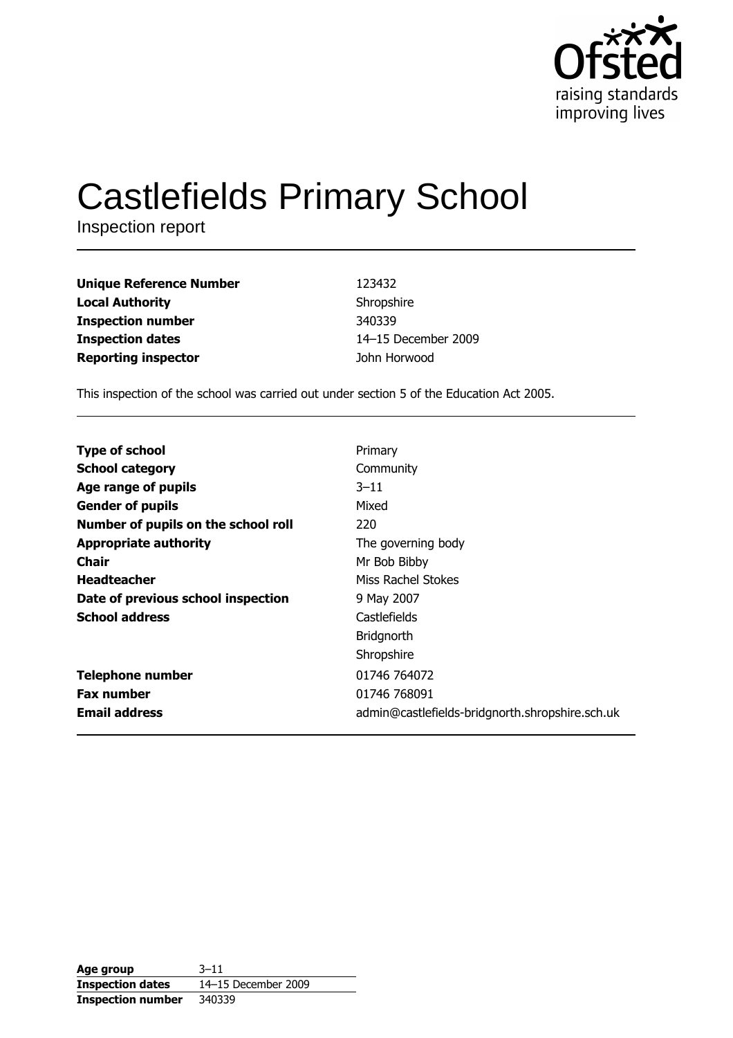Ofsted
raising standards
improving lives

# Castlefields Primary School

Inspection report

| | |
|---|---|
| **Unique Reference Number** | 123432 |
| **Local Authority** | Shropshire |
| **Inspection number** | 340339 |
| **Inspection dates** | 14–15 December 2009 |
| **Reporting inspector** | John Horwood |

This inspection of the school was carried out under section 5 of the Education Act 2005.

| | |
|---|---|
| **Type of school** | Primary |
| **School category** | Community |
| **Age range of pupils** | 3–11 |
| **Gender of pupils** | Mixed |
| **Number of pupils on the school roll** | 220 |
| **Appropriate authority** | The governing body |
| **Chair** | Mr Bob Bibby |
| **Headteacher** | Miss Rachel Stokes |
| **Date of previous school inspection** | 9 May 2007 |
| **School address** | Castlefields<br>Bridgnorth<br>Shropshire |
| **Telephone number** | 01746 764072 |
| **Fax number** | 01746 768091 |
| **Email address** | admin@castlefields-bridgnorth.shropshire.sch.uk |

| | |
|---|---|
| **Age group** | 3–11 |
| **Inspection dates** | 14–15 December 2009 |
| **Inspection number** | 340339 |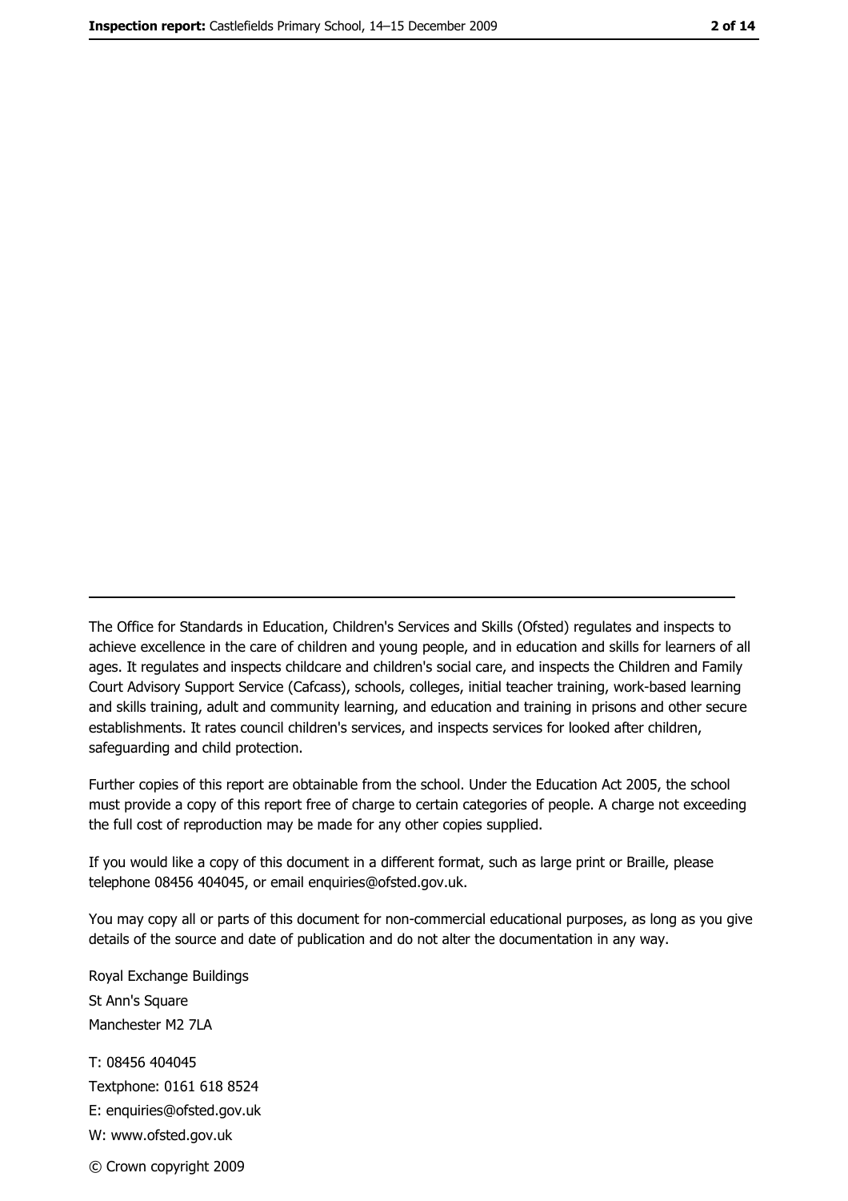The Office for Standards in Education, Children's Services and Skills (Ofsted) regulates and inspects to achieve excellence in the care of children and young people, and in education and skills for learners of all ages. It regulates and inspects childcare and children's social care, and inspects the Children and Family Court Advisory Support Service (Cafcass), schools, colleges, initial teacher training, work-based learning and skills training, adult and community learning, and education and training in prisons and other secure establishments. It rates council children's services, and inspects services for looked after children, safeguarding and child protection.

Further copies of this report are obtainable from the school. Under the Education Act 2005, the school must provide a copy of this report free of charge to certain categories of people. A charge not exceeding the full cost of reproduction may be made for any other copies supplied.

If you would like a copy of this document in a different format, such as large print or Braille, please telephone 08456 404045, or email enquiries@ofsted.gov.uk.

You may copy all or parts of this document for non-commercial educational purposes, as long as you give details of the source and date of publication and do not alter the documentation in any way.

Royal Exchange Buildings
St Ann's Square
Manchester M2 7LA

T: 08456 404045
Textphone: 0161 618 8524
E: enquiries@ofsted.gov.uk
W: www.ofsted.gov.uk

© Crown copyright 2009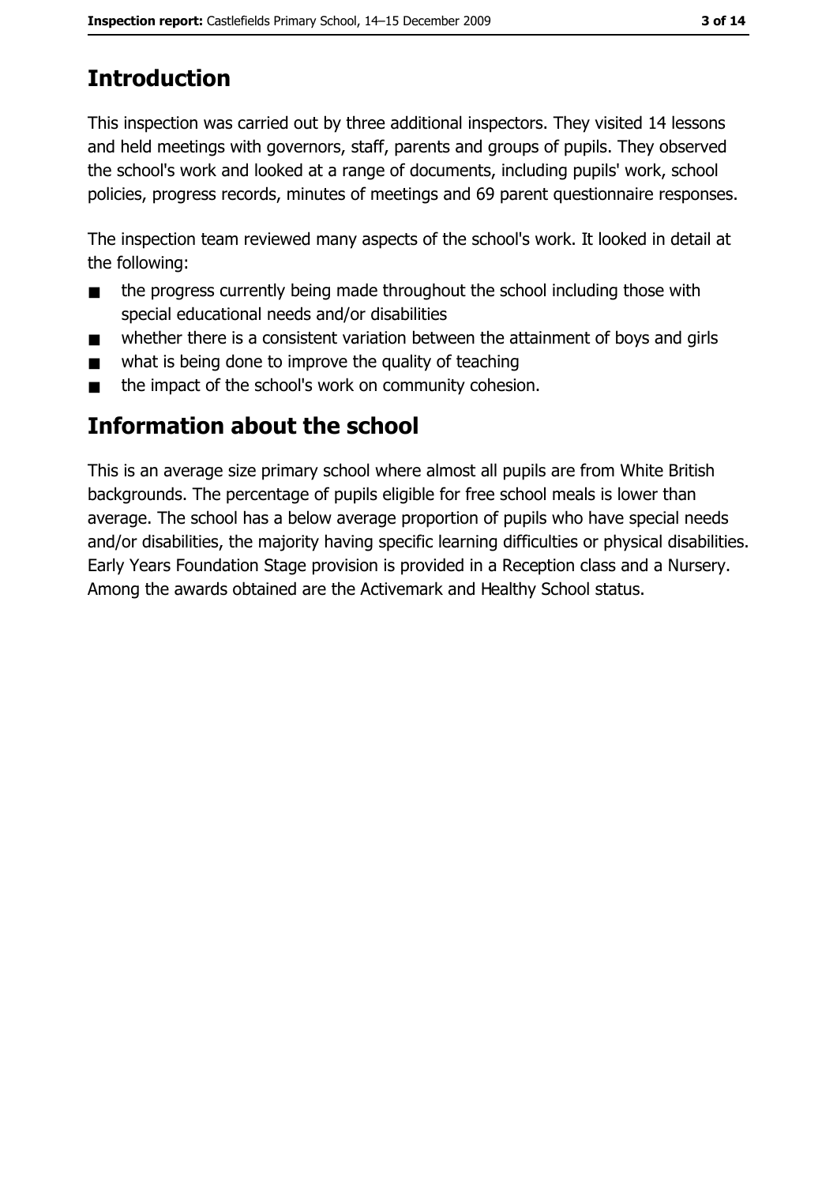# Introduction

This inspection was carried out by three additional inspectors. They visited 14 lessons and held meetings with governors, staff, parents and groups of pupils. They observed the school's work and looked at a range of documents, including pupils' work, school policies, progress records, minutes of meetings and 69 parent questionnaire responses.

The inspection team reviewed many aspects of the school's work. It looked in detail at the following:

- the progress currently being made throughout the school including those with special educational needs and/or disabilities
- whether there is a consistent variation between the attainment of boys and girls
- what is being done to improve the quality of teaching
- the impact of the school's work on community cohesion.

# Information about the school

This is an average size primary school where almost all pupils are from White British backgrounds. The percentage of pupils eligible for free school meals is lower than average. The school has a below average proportion of pupils who have special needs and/or disabilities, the majority having specific learning difficulties or physical disabilities. Early Years Foundation Stage provision is provided in a Reception class and a Nursery. Among the awards obtained are the Activemark and Healthy School status.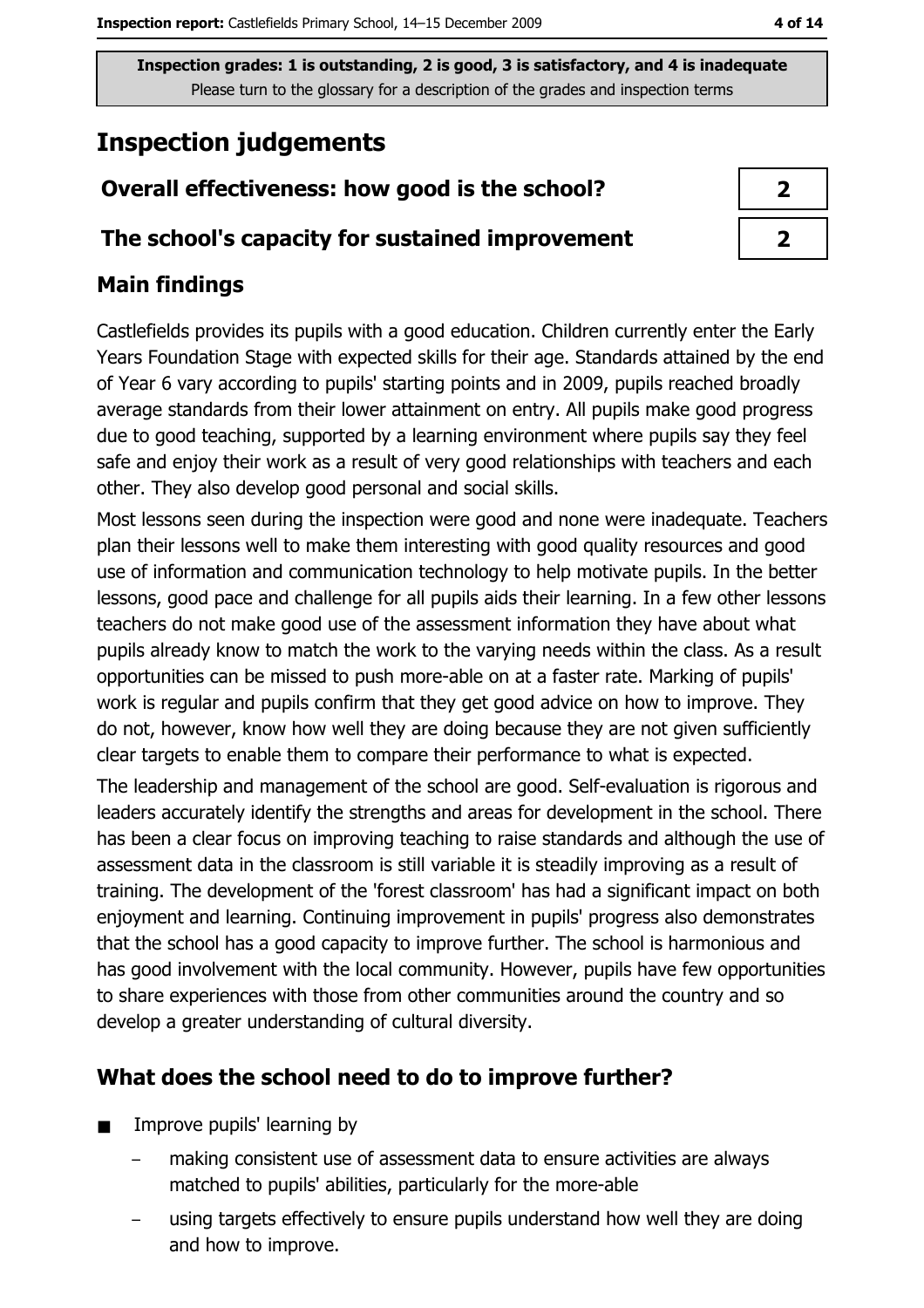Inspection grades: 1 is outstanding, 2 is good, 3 is satisfactory, and 4 is inadequate
Please turn to the glossary for a description of the grades and inspection terms

# Inspection judgements

| | |
|---|---|
| **Overall effectiveness: how good is the school?** | **2** |
| **The school's capacity for sustained improvement** | **2** |

## Main findings

Castlefields provides its pupils with a good education. Children currently enter the Early Years Foundation Stage with expected skills for their age. Standards attained by the end of Year 6 vary according to pupils' starting points and in 2009, pupils reached broadly average standards from their lower attainment on entry. All pupils make good progress due to good teaching, supported by a learning environment where pupils say they feel safe and enjoy their work as a result of very good relationships with teachers and each other. They also develop good personal and social skills.

Most lessons seen during the inspection were good and none were inadequate. Teachers plan their lessons well to make them interesting with good quality resources and good use of information and communication technology to help motivate pupils. In the better lessons, good pace and challenge for all pupils aids their learning. In a few other lessons teachers do not make good use of the assessment information they have about what pupils already know to match the work to the varying needs within the class. As a result opportunities can be missed to push more-able on at a faster rate. Marking of pupils' work is regular and pupils confirm that they get good advice on how to improve. They do not, however, know how well they are doing because they are not given sufficiently clear targets to enable them to compare their performance to what is expected.

The leadership and management of the school are good. Self-evaluation is rigorous and leaders accurately identify the strengths and areas for development in the school. There has been a clear focus on improving teaching to raise standards and although the use of assessment data in the classroom is still variable it is steadily improving as a result of training. The development of the 'forest classroom' has had a significant impact on both enjoyment and learning. Continuing improvement in pupils' progress also demonstrates that the school has a good capacity to improve further. The school is harmonious and has good involvement with the local community. However, pupils have few opportunities to share experiences with those from other communities around the country and so develop a greater understanding of cultural diversity.

## What does the school need to do to improve further?

- Improve pupils' learning by
  - making consistent use of assessment data to ensure activities are always matched to pupils' abilities, particularly for the more-able
  - using targets effectively to ensure pupils understand how well they are doing and how to improve.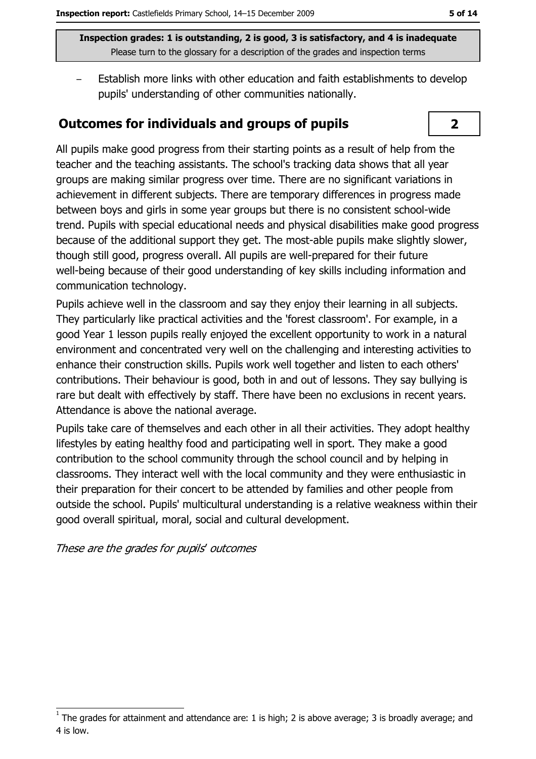**Inspection grades: 1 is outstanding, 2 is good, 3 is satisfactory, and 4 is inadequate**
Please turn to the glossary for a description of the grades and inspection terms

- Establish more links with other education and faith establishments to develop pupils' understanding of other communities nationally.

## Outcomes for individuals and groups of pupils

**2**

All pupils make good progress from their starting points as a result of help from the teacher and the teaching assistants. The school's tracking data shows that all year groups are making similar progress over time. There are no significant variations in achievement in different subjects. There are temporary differences in progress made between boys and girls in some year groups but there is no consistent school-wide trend. Pupils with special educational needs and physical disabilities make good progress because of the additional support they get. The most-able pupils make slightly slower, though still good, progress overall. All pupils are well-prepared for their future well-being because of their good understanding of key skills including information and communication technology.

Pupils achieve well in the classroom and say they enjoy their learning in all subjects. They particularly like practical activities and the 'forest classroom'. For example, in a good Year 1 lesson pupils really enjoyed the excellent opportunity to work in a natural environment and concentrated very well on the challenging and interesting activities to enhance their construction skills. Pupils work well together and listen to each others' contributions. Their behaviour is good, both in and out of lessons. They say bullying is rare but dealt with effectively by staff. There have been no exclusions in recent years. Attendance is above the national average.

Pupils take care of themselves and each other in all their activities. They adopt healthy lifestyles by eating healthy food and participating well in sport. They make a good contribution to the school community through the school council and by helping in classrooms. They interact well with the local community and they were enthusiastic in their preparation for their concert to be attended by families and other people from outside the school. Pupils' multicultural understanding is a relative weakness within their good overall spiritual, moral, social and cultural development.

*These are the grades for pupils' outcomes*

[1] The grades for attainment and attendance are: 1 is high; 2 is above average; 3 is broadly average; and 4 is low.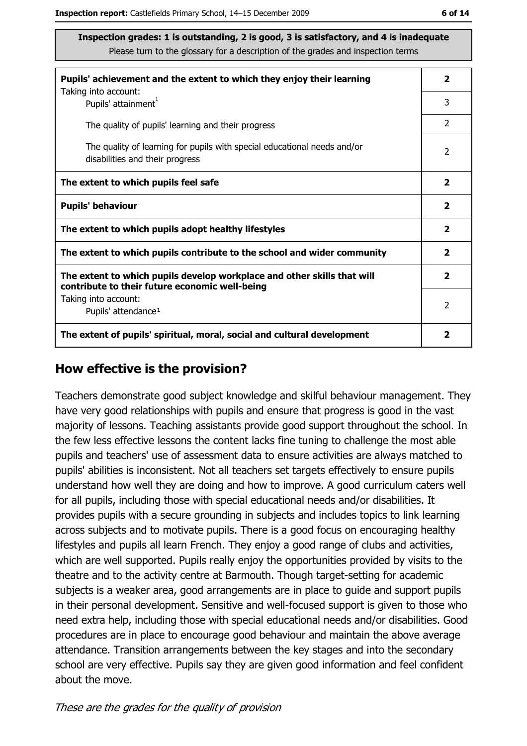**Inspection grades: 1 is outstanding, 2 is good, 3 is satisfactory, and 4 is inadequate**
Please turn to the glossary for a description of the grades and inspection terms

| | |
|---|---|
| **Pupils' achievement and the extent to which they enjoy their learning** | **2** |
| Taking into account: Pupils' attainment[1] | 3 |
| The quality of pupils' learning and their progress | 2 |
| The quality of learning for pupils with special educational needs and/or disabilities and their progress | 2 |
| **The extent to which pupils feel safe** | **2** |
| **Pupils' behaviour** | **2** |
| **The extent to which pupils adopt healthy lifestyles** | **2** |
| **The extent to which pupils contribute to the school and wider community** | **2** |
| **The extent to which pupils develop workplace and other skills that will contribute to their future economic well-being** | **2** |
| Taking into account: Pupils' attendance[1] | 2 |
| **The extent of pupils' spiritual, moral, social and cultural development** | **2** |

## How effective is the provision?

Teachers demonstrate good subject knowledge and skilful behaviour management. They have very good relationships with pupils and ensure that progress is good in the vast majority of lessons. Teaching assistants provide good support throughout the school. In the few less effective lessons the content lacks fine tuning to challenge the most able pupils and teachers' use of assessment data to ensure activities are always matched to pupils' abilities is inconsistent. Not all teachers set targets effectively to ensure pupils understand how well they are doing and how to improve. A good curriculum caters well for all pupils, including those with special educational needs and/or disabilities. It provides pupils with a secure grounding in subjects and includes topics to link learning across subjects and to motivate pupils. There is a good focus on encouraging healthy lifestyles and pupils all learn French. They enjoy a good range of clubs and activities, which are well supported. Pupils really enjoy the opportunities provided by visits to the theatre and to the activity centre at Barmouth. Though target-setting for academic subjects is a weaker area, good arrangements are in place to guide and support pupils in their personal development. Sensitive and well-focused support is given to those who need extra help, including those with special educational needs and/or disabilities. Good procedures are in place to encourage good behaviour and maintain the above average attendance. Transition arrangements between the key stages and into the secondary school are very effective. Pupils say they are given good information and feel confident about the move.

*These are the grades for the quality of provision*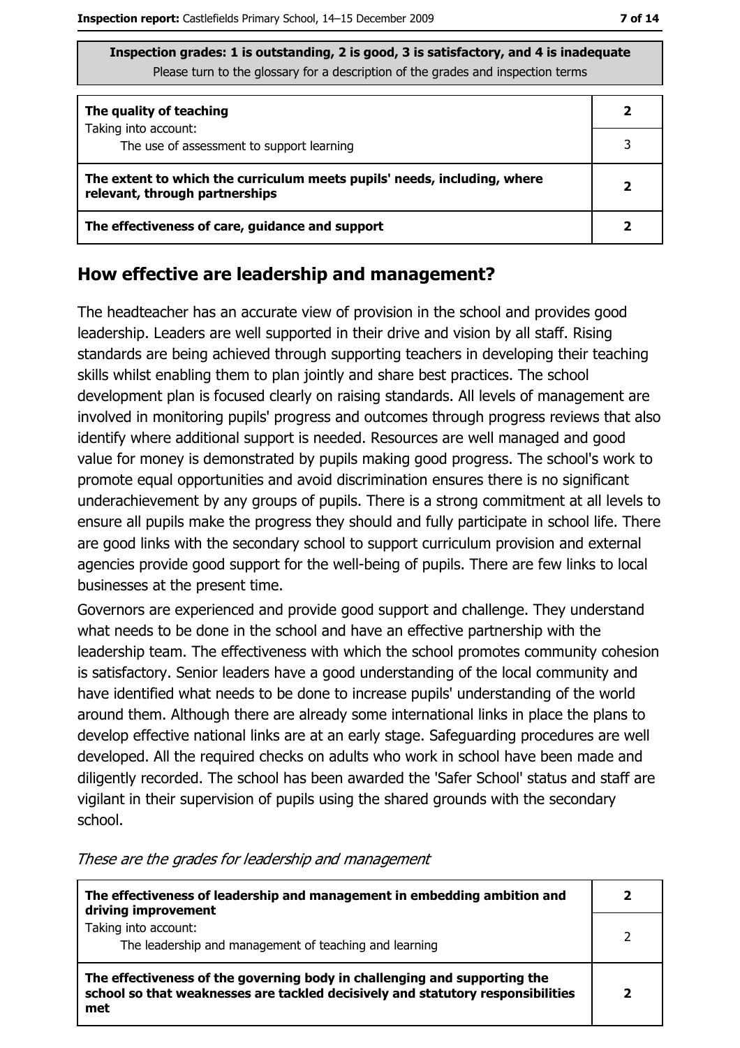**Inspection grades: 1 is outstanding, 2 is good, 3 is satisfactory, and 4 is inadequate**
Please turn to the glossary for a description of the grades and inspection terms

| | |
|---|---|
| **The quality of teaching** | **2** |
| Taking into account: The use of assessment to support learning | 3 |
| **The extent to which the curriculum meets pupils' needs, including, where relevant, through partnerships** | **2** |
| **The effectiveness of care, guidance and support** | **2** |

## How effective are leadership and management?

The headteacher has an accurate view of provision in the school and provides good leadership. Leaders are well supported in their drive and vision by all staff. Rising standards are being achieved through supporting teachers in developing their teaching skills whilst enabling them to plan jointly and share best practices. The school development plan is focused clearly on raising standards. All levels of management are involved in monitoring pupils' progress and outcomes through progress reviews that also identify where additional support is needed. Resources are well managed and good value for money is demonstrated by pupils making good progress. The school's work to promote equal opportunities and avoid discrimination ensures there is no significant underachievement by any groups of pupils. There is a strong commitment at all levels to ensure all pupils make the progress they should and fully participate in school life. There are good links with the secondary school to support curriculum provision and external agencies provide good support for the well-being of pupils. There are few links to local businesses at the present time.

Governors are experienced and provide good support and challenge. They understand what needs to be done in the school and have an effective partnership with the leadership team. The effectiveness with which the school promotes community cohesion is satisfactory. Senior leaders have a good understanding of the local community and have identified what needs to be done to increase pupils' understanding of the world around them. Although there are already some international links in place the plans to develop effective national links are at an early stage. Safeguarding procedures are well developed. All the required checks on adults who work in school have been made and diligently recorded. The school has been awarded the 'Safer School' status and staff are vigilant in their supervision of pupils using the shared grounds with the secondary school.

*These are the grades for leadership and management*

| | |
|---|---|
| **The effectiveness of leadership and management in embedding ambition and driving improvement** | **2** |
| Taking into account: The leadership and management of teaching and learning | 2 |
| **The effectiveness of the governing body in challenging and supporting the school so that weaknesses are tackled decisively and statutory responsibilities met** | **2** |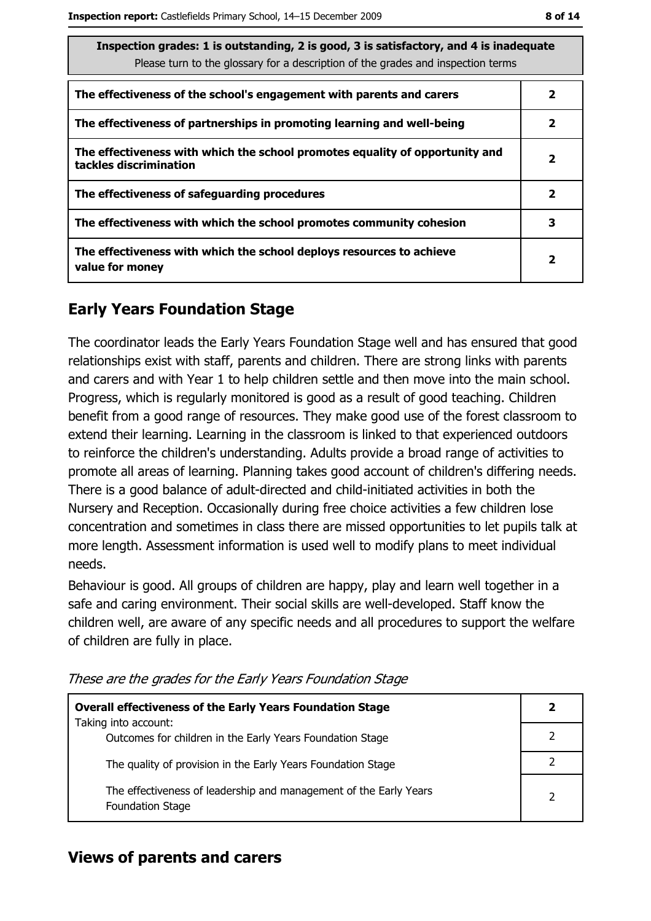| Inspection grades: 1 is outstanding, 2 is good, 3 is satisfactory, and 4 is inadequate<br>Please turn to the glossary for a description of the grades and inspection terms | |
|---|---|
| **The effectiveness of the school's engagement with parents and carers** | **2** |
| **The effectiveness of partnerships in promoting learning and well-being** | **2** |
| **The effectiveness with which the school promotes equality of opportunity and tackles discrimination** | **2** |
| **The effectiveness of safeguarding procedures** | **2** |
| **The effectiveness with which the school promotes community cohesion** | **3** |
| **The effectiveness with which the school deploys resources to achieve value for money** | **2** |

## Early Years Foundation Stage

The coordinator leads the Early Years Foundation Stage well and has ensured that good relationships exist with staff, parents and children. There are strong links with parents and carers and with Year 1 to help children settle and then move into the main school. Progress, which is regularly monitored is good as a result of good teaching. Children benefit from a good range of resources. They make good use of the forest classroom to extend their learning. Learning in the classroom is linked to that experienced outdoors to reinforce the children's understanding. Adults provide a broad range of activities to promote all areas of learning. Planning takes good account of children's differing needs. There is a good balance of adult-directed and child-initiated activities in both the Nursery and Reception. Occasionally during free choice activities a few children lose concentration and sometimes in class there are missed opportunities to let pupils talk at more length. Assessment information is used well to modify plans to meet individual needs.

Behaviour is good. All groups of children are happy, play and learn well together in a safe and caring environment. Their social skills are well-developed. Staff know the children well, are aware of any specific needs and all procedures to support the welfare of children are fully in place.

*These are the grades for the Early Years Foundation Stage*

| **Overall effectiveness of the Early Years Foundation Stage**<br>Taking into account: | **2** |
|---|---|
| Outcomes for children in the Early Years Foundation Stage | 2 |
| The quality of provision in the Early Years Foundation Stage | 2 |
| The effectiveness of leadership and management of the Early Years Foundation Stage | 2 |

## Views of parents and carers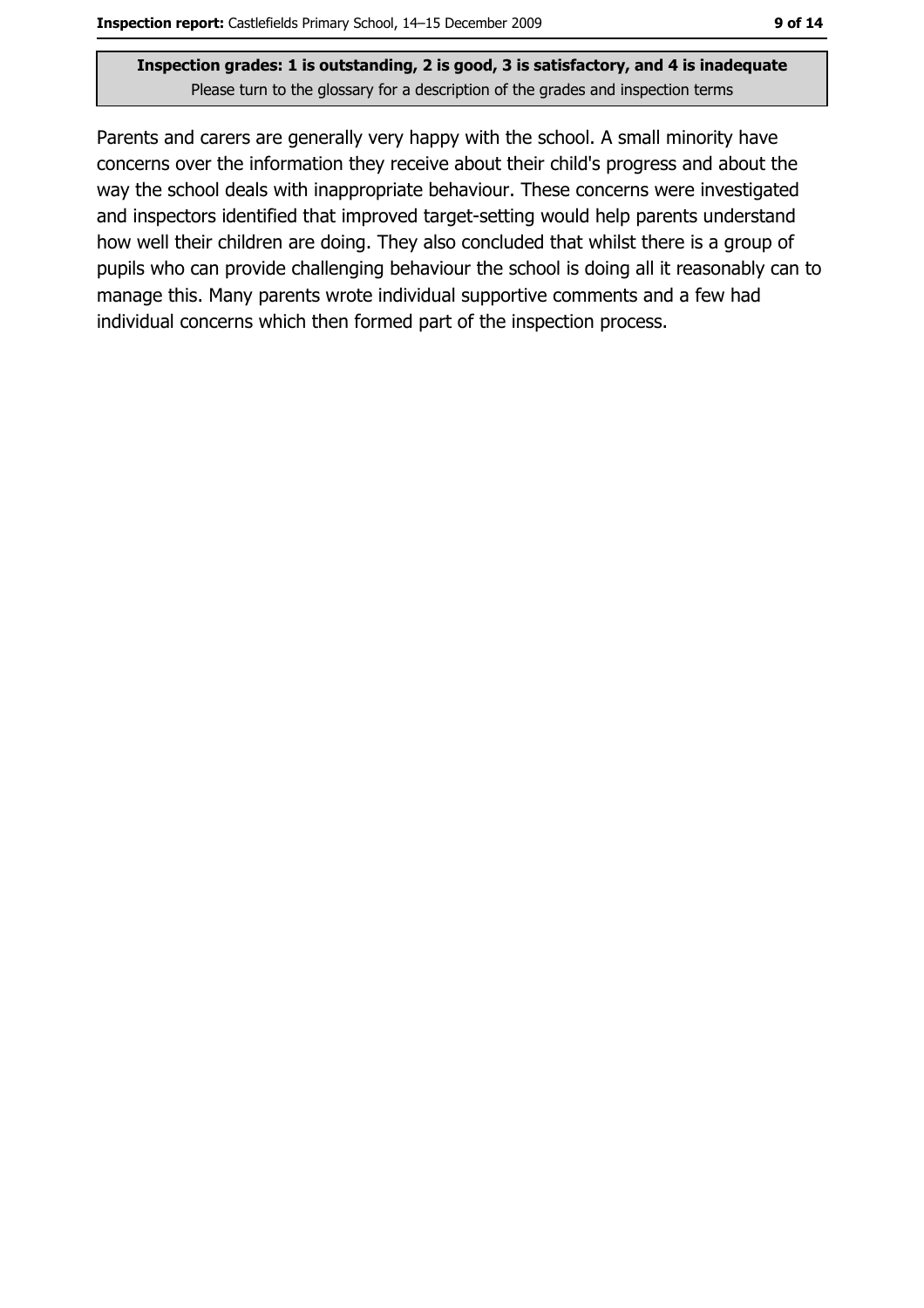Parents and carers are generally very happy with the school. A small minority have concerns over the information they receive about their child's progress and about the way the school deals with inappropriate behaviour. These concerns were investigated and inspectors identified that improved target-setting would help parents understand how well their children are doing. They also concluded that whilst there is a group of pupils who can provide challenging behaviour the school is doing all it reasonably can to manage this. Many parents wrote individual supportive comments and a few had individual concerns which then formed part of the inspection process.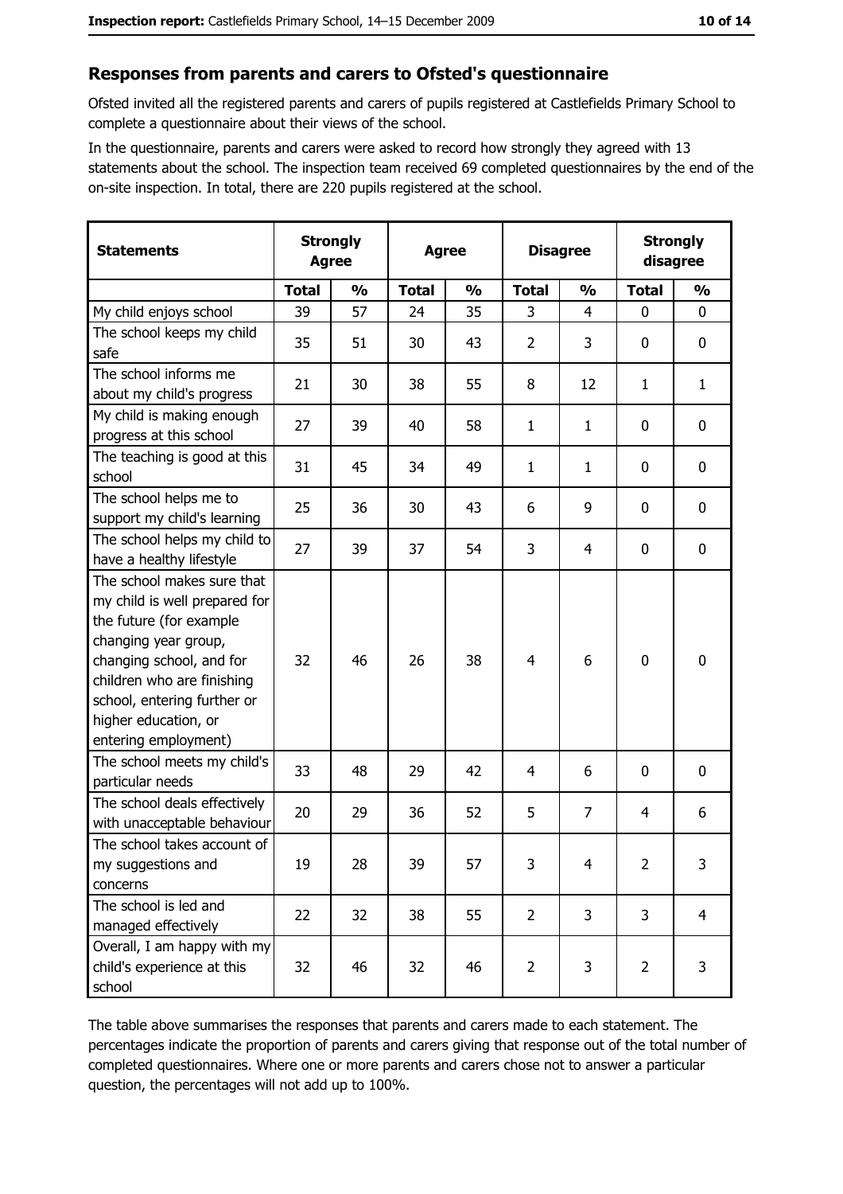## Responses from parents and carers to Ofsted's questionnaire

Ofsted invited all the registered parents and carers of pupils registered at Castlefields Primary School to complete a questionnaire about their views of the school.

In the questionnaire, parents and carers were asked to record how strongly they agreed with 13 statements about the school. The inspection team received 69 completed questionnaires by the end of the on-site inspection. In total, there are 220 pupils registered at the school.

| Statements | Strongly Agree | | Agree | | Disagree | | Strongly disagree | |
|---|---|---|---|---|---|---|---|---|
| | Total | % | Total | % | Total | % | Total | % |
| My child enjoys school | 39 | 57 | 24 | 35 | 3 | 4 | 0 | 0 |
| The school keeps my child safe | 35 | 51 | 30 | 43 | 2 | 3 | 0 | 0 |
| The school informs me about my child's progress | 21 | 30 | 38 | 55 | 8 | 12 | 1 | 1 |
| My child is making enough progress at this school | 27 | 39 | 40 | 58 | 1 | 1 | 0 | 0 |
| The teaching is good at this school | 31 | 45 | 34 | 49 | 1 | 1 | 0 | 0 |
| The school helps me to support my child's learning | 25 | 36 | 30 | 43 | 6 | 9 | 0 | 0 |
| The school helps my child to have a healthy lifestyle | 27 | 39 | 37 | 54 | 3 | 4 | 0 | 0 |
| The school makes sure that my child is well prepared for the future (for example changing year group, changing school, and for children who are finishing school, entering further or higher education, or entering employment) | 32 | 46 | 26 | 38 | 4 | 6 | 0 | 0 |
| The school meets my child's particular needs | 33 | 48 | 29 | 42 | 4 | 6 | 0 | 0 |
| The school deals effectively with unacceptable behaviour | 20 | 29 | 36 | 52 | 5 | 7 | 4 | 6 |
| The school takes account of my suggestions and concerns | 19 | 28 | 39 | 57 | 3 | 4 | 2 | 3 |
| The school is led and managed effectively | 22 | 32 | 38 | 55 | 2 | 3 | 3 | 4 |
| Overall, I am happy with my child's experience at this school | 32 | 46 | 32 | 46 | 2 | 3 | 2 | 3 |

The table above summarises the responses that parents and carers made to each statement. The percentages indicate the proportion of parents and carers giving that response out of the total number of completed questionnaires. Where one or more parents and carers chose not to answer a particular question, the percentages will not add up to 100%.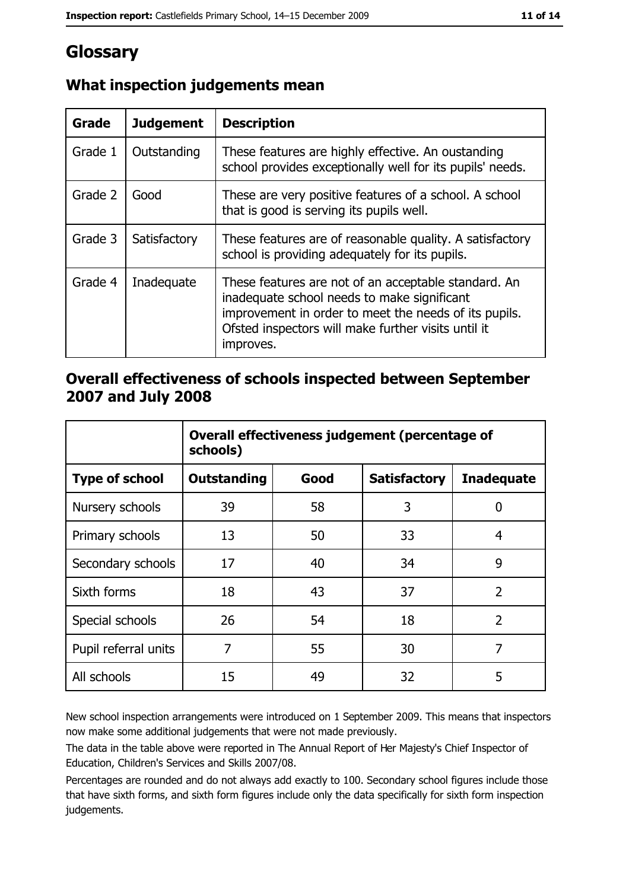# Glossary

## What inspection judgements mean

| Grade | Judgement | Description |
| --- | --- | --- |
| Grade 1 | Outstanding | These features are highly effective. An oustanding school provides exceptionally well for its pupils' needs. |
| Grade 2 | Good | These are very positive features of a school. A school that is good is serving its pupils well. |
| Grade 3 | Satisfactory | These features are of reasonable quality. A satisfactory school is providing adequately for its pupils. |
| Grade 4 | Inadequate | These features are not of an acceptable standard. An inadequate school needs to make significant improvement in order to meet the needs of its pupils. Ofsted inspectors will make further visits until it improves. |

## Overall effectiveness of schools inspected between September 2007 and July 2008

| | Overall effectiveness judgement (percentage of schools) | | | |
| --- | --- | --- | --- | --- |
| **Type of school** | **Outstanding** | **Good** | **Satisfactory** | **Inadequate** |
| Nursery schools | 39 | 58 | 3 | 0 |
| Primary schools | 13 | 50 | 33 | 4 |
| Secondary schools | 17 | 40 | 34 | 9 |
| Sixth forms | 18 | 43 | 37 | 2 |
| Special schools | 26 | 54 | 18 | 2 |
| Pupil referral units | 7 | 55 | 30 | 7 |
| All schools | 15 | 49 | 32 | 5 |

New school inspection arrangements were introduced on 1 September 2009. This means that inspectors now make some additional judgements that were not made previously.

The data in the table above were reported in The Annual Report of Her Majesty's Chief Inspector of Education, Children's Services and Skills 2007/08.

Percentages are rounded and do not always add exactly to 100. Secondary school figures include those that have sixth forms, and sixth form figures include only the data specifically for sixth form inspection judgements.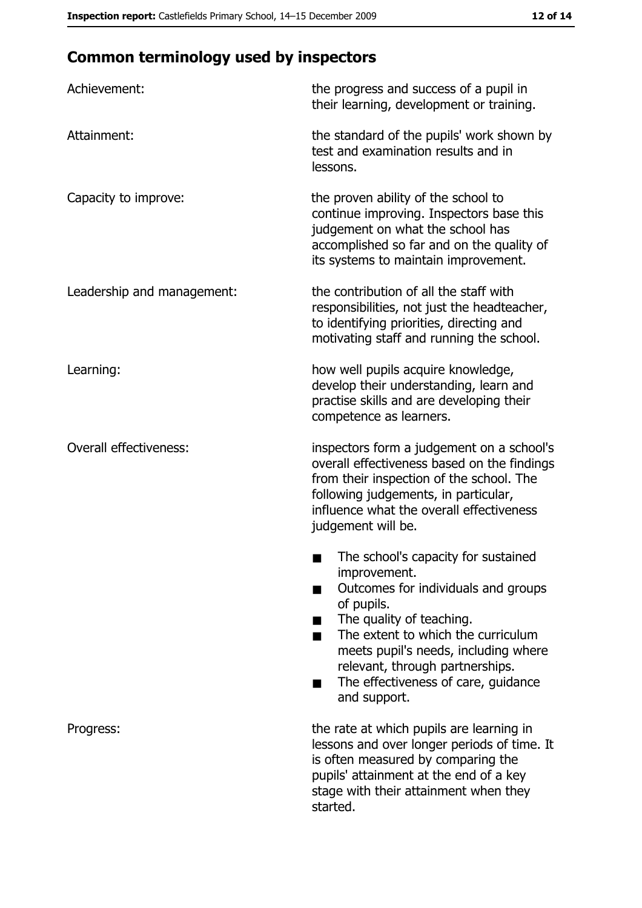## Common terminology used by inspectors

| | |
|---|---|
| Achievement: | the progress and success of a pupil in their learning, development or training. |
| Attainment: | the standard of the pupils' work shown by test and examination results and in lessons. |
| Capacity to improve: | the proven ability of the school to continue improving. Inspectors base this judgement on what the school has accomplished so far and on the quality of its systems to maintain improvement. |
| Leadership and management: | the contribution of all the staff with responsibilities, not just the headteacher, to identifying priorities, directing and motivating staff and running the school. |
| Learning: | how well pupils acquire knowledge, develop their understanding, learn and practise skills and are developing their competence as learners. |
| Overall effectiveness: | inspectors form a judgement on a school's overall effectiveness based on the findings from their inspection of the school. The following judgements, in particular, influence what the overall effectiveness judgement will be.<br>■ The school's capacity for sustained improvement.<br>■ Outcomes for individuals and groups of pupils.<br>■ The quality of teaching.<br>■ The extent to which the curriculum meets pupil's needs, including where relevant, through partnerships.<br>■ The effectiveness of care, guidance and support. |
| Progress: | the rate at which pupils are learning in lessons and over longer periods of time. It is often measured by comparing the pupils' attainment at the end of a key stage with their attainment when they started. |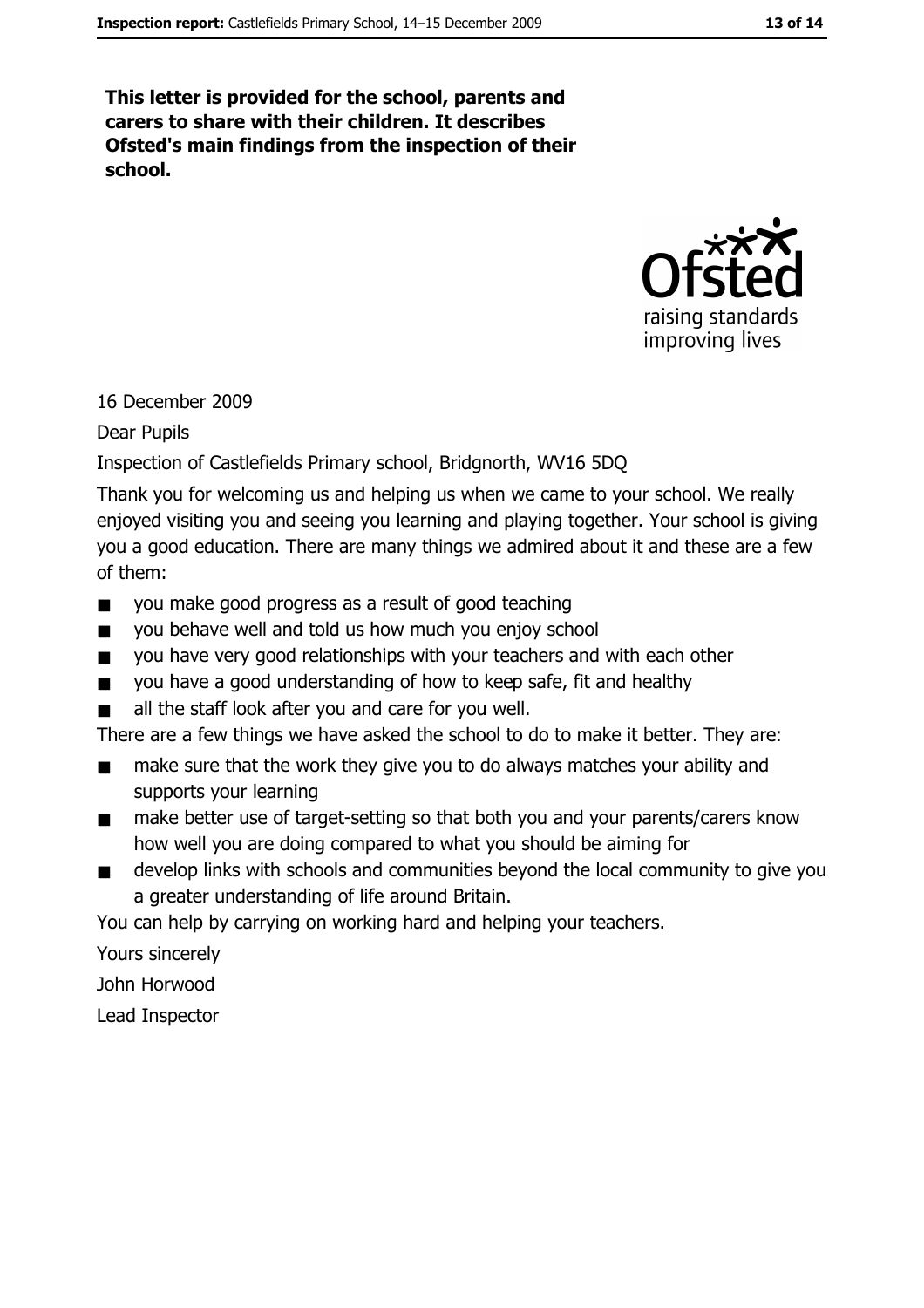**This letter is provided for the school, parents and carers to share with their children. It describes Ofsted's main findings from the inspection of their school.**

16 December 2009

Dear Pupils

Inspection of Castlefields Primary school, Bridgnorth, WV16 5DQ

Thank you for welcoming us and helping us when we came to your school. We really enjoyed visiting you and seeing you learning and playing together. Your school is giving you a good education. There are many things we admired about it and these are a few of them:

- you make good progress as a result of good teaching
- you behave well and told us how much you enjoy school
- you have very good relationships with your teachers and with each other
- you have a good understanding of how to keep safe, fit and healthy
- all the staff look after you and care for you well.

There are a few things we have asked the school to do to make it better. They are:

- make sure that the work they give you to do always matches your ability and supports your learning
- make better use of target-setting so that both you and your parents/carers know how well you are doing compared to what you should be aiming for
- develop links with schools and communities beyond the local community to give you a greater understanding of life around Britain.

You can help by carrying on working hard and helping your teachers.

Yours sincerely

John Horwood

Lead Inspector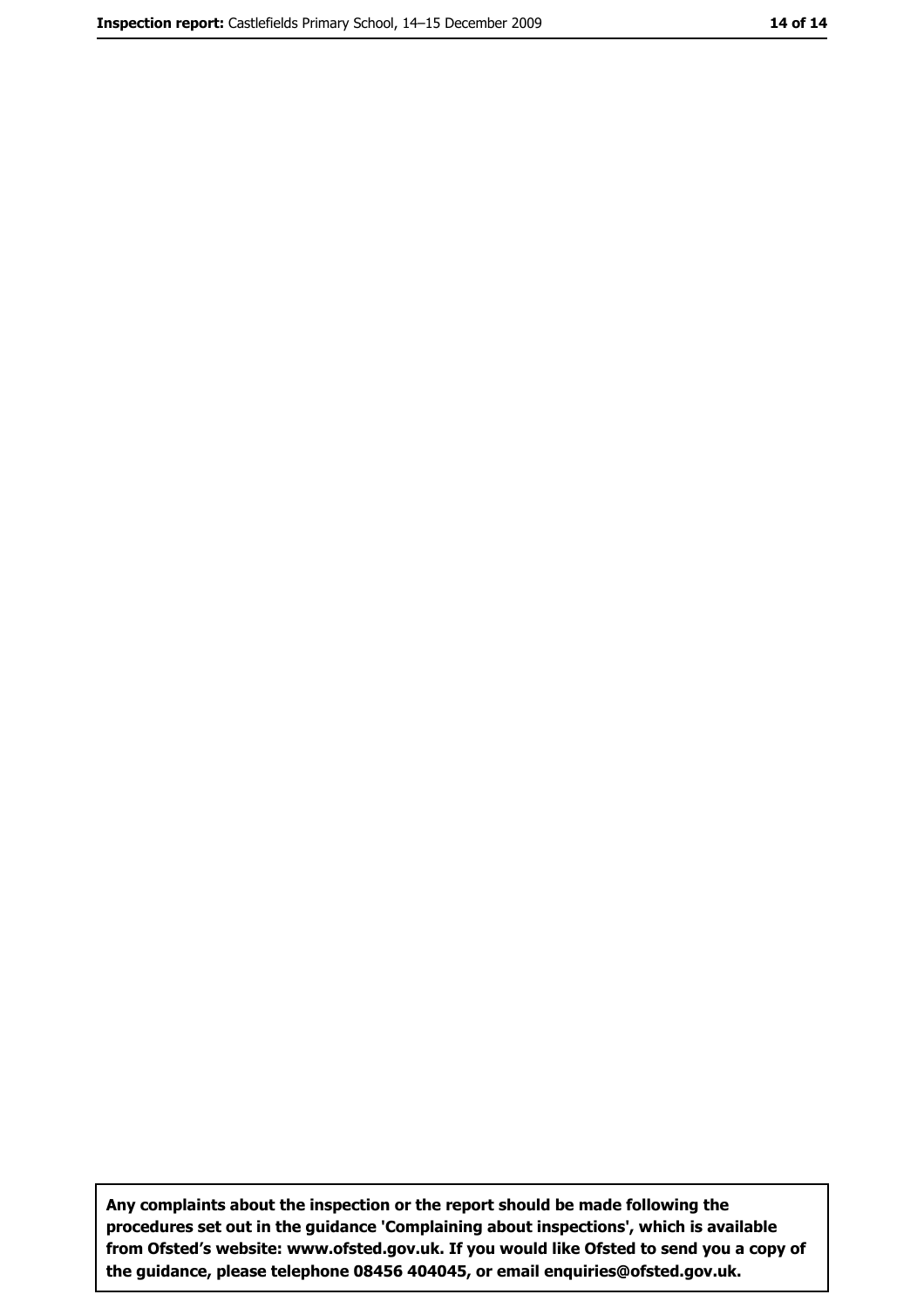**Any complaints about the inspection or the report should be made following the procedures set out in the guidance 'Complaining about inspections', which is available from Ofsted's website: www.ofsted.gov.uk. If you would like Ofsted to send you a copy of the guidance, please telephone 08456 404045, or email enquiries@ofsted.gov.uk.**